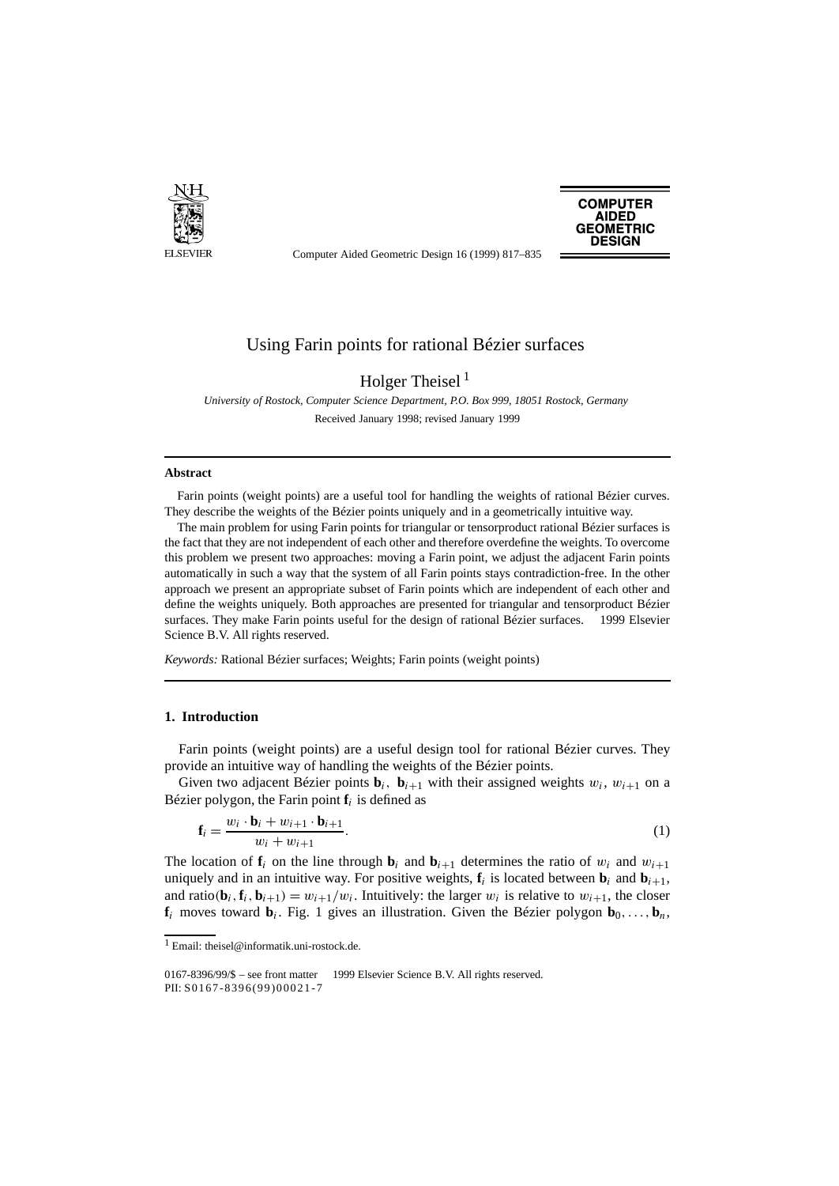# Using Farin points for rational Bézier surfaces

Holger Theisel [1]

*University of Rostock, Computer Science Department, P.O. Box 999, 18051 Rostock, Germany*

Received January 1998; revised January 1999

---

**Abstract**

Farin points (weight points) are a useful tool for handling the weights of rational Bézier curves. They describe the weights of the Bézier points uniquely and in a geometrically intuitive way.

The main problem for using Farin points for triangular or tensorproduct rational Bézier surfaces is the fact that they are not independent of each other and therefore overdefine the weights. To overcome this problem we present two approaches: moving a Farin point, we adjust the adjacent Farin points automatically in such a way that the system of all Farin points stays contradiction-free. In the other approach we present an appropriate subset of Farin points which are independent of each other and define the weights uniquely. Both approaches are presented for triangular and tensorproduct Bézier surfaces. They make Farin points useful for the design of rational Bézier surfaces. © 1999 Elsevier Science B.V. All rights reserved.

*Keywords:* Rational Bézier surfaces; Weights; Farin points (weight points)

---

## 1. Introduction

Farin points (weight points) are a useful design tool for rational Bézier curves. They provide an intuitive way of handling the weights of the Bézier points.

Given two adjacent Bézier points $\mathbf{b}_i$, $\mathbf{b}_{i+1}$ with their assigned weights $w_i$, $w_{i+1}$ on a Bézier polygon, the Farin point $\mathbf{f}_i$ is defined as

$$\mathbf{f}_i = \frac{w_i \cdot \mathbf{b}_i + w_{i+1} \cdot \mathbf{b}_{i+1}}{w_i + w_{i+1}}. \tag{1}$$

The location of $\mathbf{f}_i$ on the line through $\mathbf{b}_i$ and $\mathbf{b}_{i+1}$ determines the ratio of $w_i$ and $w_{i+1}$ uniquely and in an intuitive way. For positive weights, $\mathbf{f}_i$ is located between $\mathbf{b}_i$ and $\mathbf{b}_{i+1}$, and $\text{ratio}(\mathbf{b}_i, \mathbf{f}_i, \mathbf{b}_{i+1}) = w_{i+1}/w_i$. Intuitively: the larger $w_i$ is relative to $w_{i+1}$, the closer $\mathbf{f}_i$ moves toward $\mathbf{b}_i$. Fig. 1 gives an illustration. Given the Bézier polygon $\mathbf{b}_0, \ldots, \mathbf{b}_n$,

---

[1] Email: theisel@informatik.uni-rostock.de.

0167-8396/99/$ – see front matter © 1999 Elsevier Science B.V. All rights reserved.
PII: S0167-8396(99)00021-7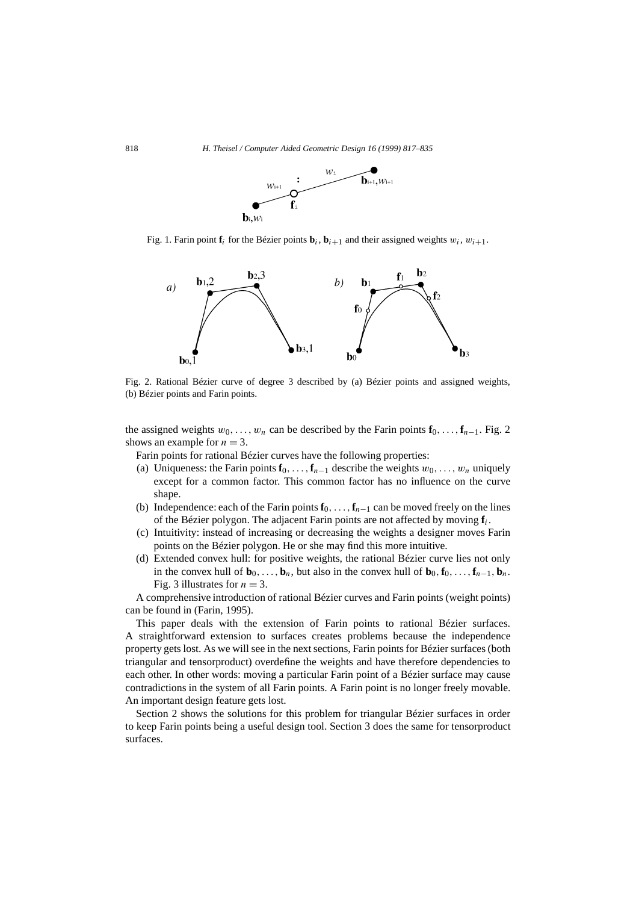Fig. 1. Farin point $\mathbf{f}_i$ for the Bézier points $\mathbf{b}_i$, $\mathbf{b}_{i+1}$ and their assigned weights $w_i$, $w_{i+1}$.

Fig. 2. Rational Bézier curve of degree 3 described by (a) Bézier points and assigned weights, (b) Bézier points and Farin points.

the assigned weights $w_0, \ldots, w_n$ can be described by the Farin points $\mathbf{f}_0, \ldots, \mathbf{f}_{n-1}$. Fig. 2 shows an example for $n = 3$.

Farin points for rational Bézier curves have the following properties:

(a) Uniqueness: the Farin points $\mathbf{f}_0, \ldots, \mathbf{f}_{n-1}$ describe the weights $w_0, \ldots, w_n$ uniquely except for a common factor. This common factor has no influence on the curve shape.

(b) Independence: each of the Farin points $\mathbf{f}_0, \ldots, \mathbf{f}_{n-1}$ can be moved freely on the lines of the Bézier polygon. The adjacent Farin points are not affected by moving $\mathbf{f}_i$.

(c) Intuitivity: instead of increasing or decreasing the weights a designer moves Farin points on the Bézier polygon. He or she may find this more intuitive.

(d) Extended convex hull: for positive weights, the rational Bézier curve lies not only in the convex hull of $\mathbf{b}_0, \ldots, \mathbf{b}_n$, but also in the convex hull of $\mathbf{b}_0, \mathbf{f}_0, \ldots, \mathbf{f}_{n-1}, \mathbf{b}_n$. Fig. 3 illustrates for $n = 3$.

A comprehensive introduction of rational Bézier curves and Farin points (weight points) can be found in (Farin, 1995).

This paper deals with the extension of Farin points to rational Bézier surfaces. A straightforward extension to surfaces creates problems because the independence property gets lost. As we will see in the next sections, Farin points for Bézier surfaces (both triangular and tensorproduct) overdefine the weights and have therefore dependencies to each other. In other words: moving a particular Farin point of a Bézier surface may cause contradictions in the system of all Farin points. A Farin point is no longer freely movable. An important design feature gets lost.

Section 2 shows the solutions for this problem for triangular Bézier surfaces in order to keep Farin points being a useful design tool. Section 3 does the same for tensorproduct surfaces.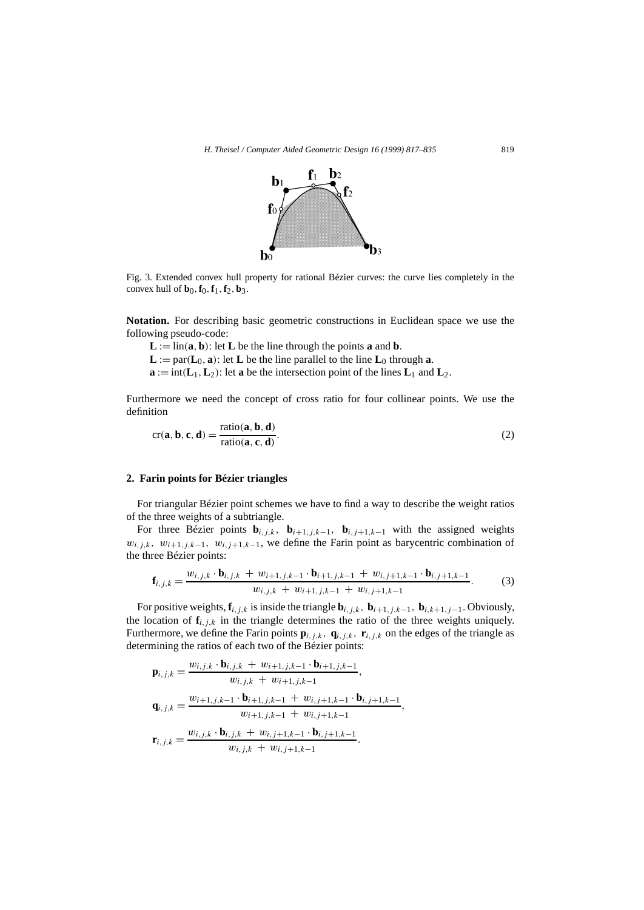Fig. 3. Extended convex hull property for rational Bézier curves: the curve lies completely in the convex hull of $\mathbf{b}_0, \mathbf{f}_0, \mathbf{f}_1, \mathbf{f}_2, \mathbf{b}_3$.

**Notation.** For describing basic geometric constructions in Euclidean space we use the following pseudo-code:

$\mathbf{L} := \mathrm{lin}(\mathbf{a}, \mathbf{b})$: let $\mathbf{L}$ be the line through the points $\mathbf{a}$ and $\mathbf{b}$.

$\mathbf{L} := \mathrm{par}(\mathbf{L}_0, \mathbf{a})$: let $\mathbf{L}$ be the line parallel to the line $\mathbf{L}_0$ through $\mathbf{a}$.

$\mathbf{a} := \mathrm{int}(\mathbf{L}_1, \mathbf{L}_2)$: let $\mathbf{a}$ be the intersection point of the lines $\mathbf{L}_1$ and $\mathbf{L}_2$.

Furthermore we need the concept of cross ratio for four collinear points. We use the definition

$$\mathrm{cr}(\mathbf{a}, \mathbf{b}, \mathbf{c}, \mathbf{d}) = \frac{\mathrm{ratio}(\mathbf{a}, \mathbf{b}, \mathbf{d})}{\mathrm{ratio}(\mathbf{a}, \mathbf{c}, \mathbf{d})}. \tag{2}$$

## 2. Farin points for Bézier triangles

For triangular Bézier point schemes we have to find a way to describe the weight ratios of the three weights of a subtriangle.

For three Bézier points $\mathbf{b}_{i,j,k}$, $\mathbf{b}_{i+1,j,k-1}$, $\mathbf{b}_{i,j+1,k-1}$ with the assigned weights $w_{i,j,k}$, $w_{i+1,j,k-1}$, $w_{i,j+1,k-1}$, we define the Farin point as barycentric combination of the three Bézier points:

$$\mathbf{f}_{i,j,k} = \frac{w_{i,j,k} \cdot \mathbf{b}_{i,j,k} + w_{i+1,j,k-1} \cdot \mathbf{b}_{i+1,j,k-1} + w_{i,j+1,k-1} \cdot \mathbf{b}_{i,j+1,k-1}}{w_{i,j,k} + w_{i+1,j,k-1} + w_{i,j+1,k-1}}. \tag{3}$$

For positive weights, $\mathbf{f}_{i,j,k}$ is inside the triangle $\mathbf{b}_{i,j,k}$, $\mathbf{b}_{i+1,j,k-1}$, $\mathbf{b}_{i,k+1,j-1}$. Obviously, the location of $\mathbf{f}_{i,j,k}$ in the triangle determines the ratio of the three weights uniquely. Furthermore, we define the Farin points $\mathbf{p}_{i,j,k}$, $\mathbf{q}_{i,j,k}$, $\mathbf{r}_{i,j,k}$ on the edges of the triangle as determining the ratios of each two of the Bézier points:

$$\mathbf{p}_{i,j,k} = \frac{w_{i,j,k} \cdot \mathbf{b}_{i,j,k} + w_{i+1,j,k-1} \cdot \mathbf{b}_{i+1,j,k-1}}{w_{i,j,k} + w_{i+1,j,k-1}},$$

$$\mathbf{q}_{i,j,k} = \frac{w_{i+1,j,k-1} \cdot \mathbf{b}_{i+1,j,k-1} + w_{i,j+1,k-1} \cdot \mathbf{b}_{i,j+1,k-1}}{w_{i+1,j,k-1} + w_{i,j+1,k-1}},$$

$$\mathbf{r}_{i,j,k} = \frac{w_{i,j,k} \cdot \mathbf{b}_{i,j,k} + w_{i,j+1,k-1} \cdot \mathbf{b}_{i,j+1,k-1}}{w_{i,j,k} + w_{i,j+1,k-1}}.$$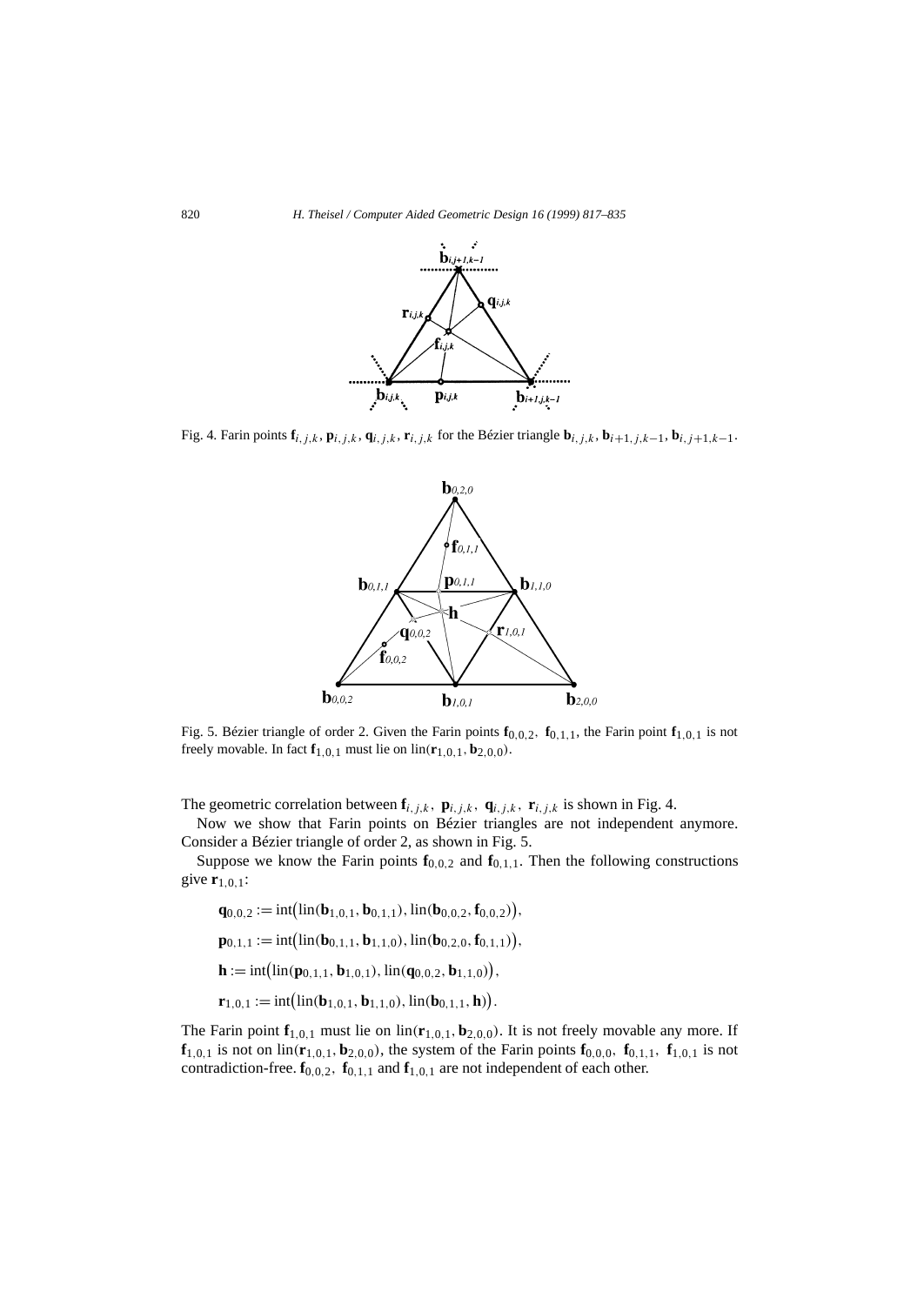Fig. 4. Farin points $\mathbf{f}_{i,j,k}$, $\mathbf{p}_{i,j,k}$, $\mathbf{q}_{i,j,k}$, $\mathbf{r}_{i,j,k}$ for the Bézier triangle $\mathbf{b}_{i,j,k}$, $\mathbf{b}_{i+1,j,k-1}$, $\mathbf{b}_{i,j+1,k-1}$.

Fig. 5. Bézier triangle of order 2. Given the Farin points $\mathbf{f}_{0,0,2}$, $\mathbf{f}_{0,1,1}$, the Farin point $\mathbf{f}_{1,0,1}$ is not freely movable. In fact $\mathbf{f}_{1,0,1}$ must lie on $\text{lin}(\mathbf{r}_{1,0,1}, \mathbf{b}_{2,0,0})$.

The geometric correlation between $\mathbf{f}_{i,j,k}$, $\mathbf{p}_{i,j,k}$, $\mathbf{q}_{i,j,k}$, $\mathbf{r}_{i,j,k}$ is shown in Fig. 4.

Now we show that Farin points on Bézier triangles are not independent anymore. Consider a Bézier triangle of order 2, as shown in Fig. 5.

Suppose we know the Farin points $\mathbf{f}_{0,0,2}$ and $\mathbf{f}_{0,1,1}$. Then the following constructions give $\mathbf{r}_{1,0,1}$:

$$\mathbf{q}_{0,0,2} := \text{int}\big(\text{lin}(\mathbf{b}_{1,0,1}, \mathbf{b}_{0,1,1}), \text{lin}(\mathbf{b}_{0,0,2}, \mathbf{f}_{0,0,2})\big),$$

$$\mathbf{p}_{0,1,1} := \text{int}\big(\text{lin}(\mathbf{b}_{0,1,1}, \mathbf{b}_{1,1,0}), \text{lin}(\mathbf{b}_{0,2,0}, \mathbf{f}_{0,1,1})\big),$$

$$\mathbf{h} := \text{int}\big(\text{lin}(\mathbf{p}_{0,1,1}, \mathbf{b}_{1,0,1}), \text{lin}(\mathbf{q}_{0,0,2}, \mathbf{b}_{1,1,0})\big),$$

$$\mathbf{r}_{1,0,1} := \text{int}\big(\text{lin}(\mathbf{b}_{1,0,1}, \mathbf{b}_{1,1,0}), \text{lin}(\mathbf{b}_{0,1,1}, \mathbf{h})\big).$$

The Farin point $\mathbf{f}_{1,0,1}$ must lie on $\text{lin}(\mathbf{r}_{1,0,1}, \mathbf{b}_{2,0,0})$. It is not freely movable any more. If $\mathbf{f}_{1,0,1}$ is not on $\text{lin}(\mathbf{r}_{1,0,1}, \mathbf{b}_{2,0,0})$, the system of the Farin points $\mathbf{f}_{0,0,0}$, $\mathbf{f}_{0,1,1}$, $\mathbf{f}_{1,0,1}$ is not contradiction-free. $\mathbf{f}_{0,0,2}$, $\mathbf{f}_{0,1,1}$ and $\mathbf{f}_{1,0,1}$ are not independent of each other.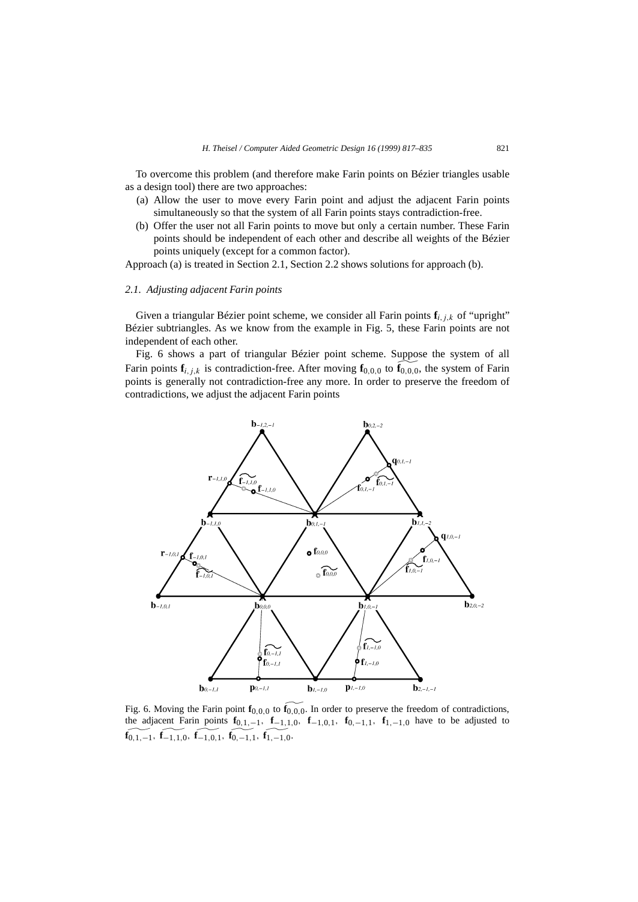To overcome this problem (and therefore make Farin points on Bézier triangles usable as a design tool) there are two approaches:

(a) Allow the user to move every Farin point and adjust the adjacent Farin points simultaneously so that the system of all Farin points stays contradiction-free.

(b) Offer the user not all Farin points to move but only a certain number. These Farin points should be independent of each other and describe all weights of the Bézier points uniquely (except for a common factor).

Approach (a) is treated in Section 2.1, Section 2.2 shows solutions for approach (b).

### *2.1. Adjusting adjacent Farin points*

Given a triangular Bézier point scheme, we consider all Farin points $\mathbf{f}_{i,j,k}$ of "upright" Bézier subtriangles. As we know from the example in Fig. 5, these Farin points are not independent of each other.

Fig. 6 shows a part of triangular Bézier point scheme. Suppose the system of all Farin points $\mathbf{f}_{i,j,k}$ is contradiction-free. After moving $\mathbf{f}_{0,0,0}$ to $\widetilde{\mathbf{f}_{0,0,0}}$, the system of Farin points is generally not contradiction-free any more. In order to preserve the freedom of contradictions, we adjust the adjacent Farin points

Fig. 6. Moving the Farin point $\mathbf{f}_{0,0,0}$ to $\widetilde{\mathbf{f}_{0,0,0}}$. In order to preserve the freedom of contradictions, the adjacent Farin points $\mathbf{f}_{0,1,-1}$, $\mathbf{f}_{-1,1,0}$, $\mathbf{f}_{-1,0,1}$, $\mathbf{f}_{0,-1,1}$, $\mathbf{f}_{1,-1,0}$ have to be adjusted to $\widetilde{\mathbf{f}_{0,1,-1}}$, $\widetilde{\mathbf{f}_{-1,1,0}}$, $\widetilde{\mathbf{f}_{-1,0,1}}$, $\widetilde{\mathbf{f}_{0,-1,1}}$, $\widetilde{\mathbf{f}_{1,-1,0}}$.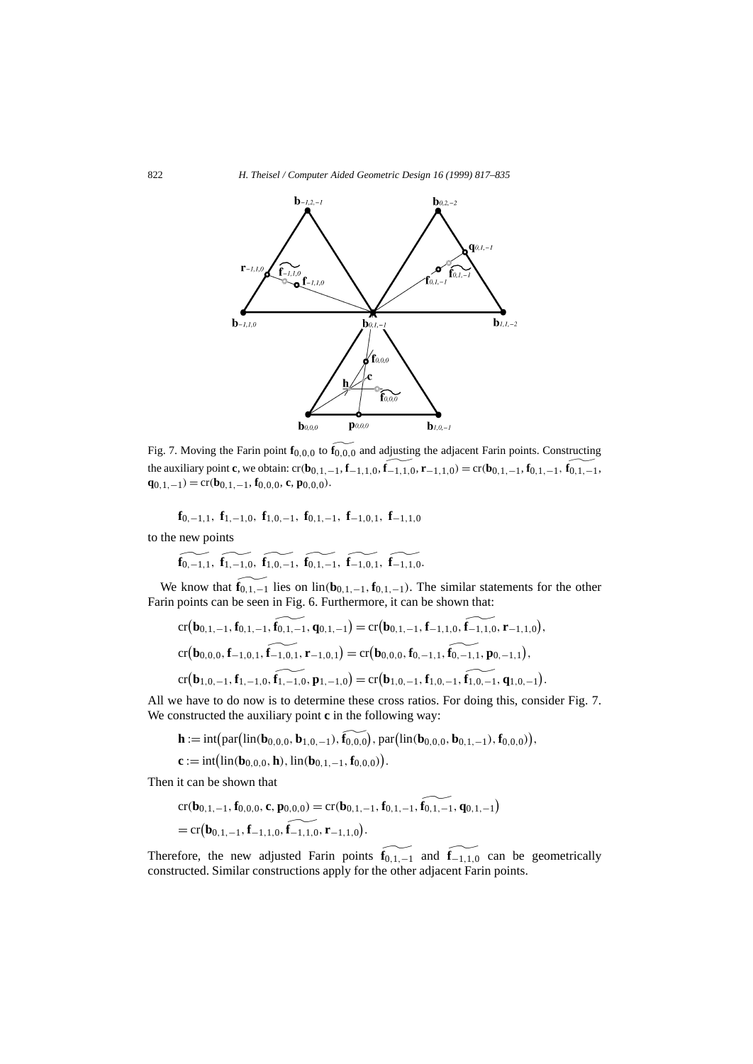Fig. 7. Moving the Farin point $\mathbf{f}_{0,0,0}$ to $\widetilde{\mathbf{f}_{0,0,0}}$ and adjusting the adjacent Farin points. Constructing the auxiliary point $\mathbf{c}$, we obtain: $\mathrm{cr}(\mathbf{b}_{0,1,-1}, \mathbf{f}_{-1,1,0}, \widetilde{\mathbf{f}_{-1,1,0}}, \mathbf{r}_{-1,1,0}) = \mathrm{cr}(\mathbf{b}_{0,1,-1}, \mathbf{f}_{0,1,-1}, \widetilde{\mathbf{f}_{0,1,-1}}, \mathbf{q}_{0,1,-1}) = \mathrm{cr}(\mathbf{b}_{0,1,-1}, \mathbf{f}_{0,0,0}, \mathbf{c}, \mathbf{p}_{0,0,0})$.

$$\mathbf{f}_{0,-1,1},\ \mathbf{f}_{1,-1,0},\ \mathbf{f}_{1,0,-1},\ \mathbf{f}_{0,1,-1},\ \mathbf{f}_{-1,0,1},\ \mathbf{f}_{-1,1,0}$$

to the new points

$$\widetilde{\mathbf{f}_{0,-1,1}},\ \widetilde{\mathbf{f}_{1,-1,0}},\ \widetilde{\mathbf{f}_{1,0,-1}},\ \widetilde{\mathbf{f}_{0,1,-1}},\ \widetilde{\mathbf{f}_{-1,0,1}},\ \widetilde{\mathbf{f}_{-1,1,0}}.$$

We know that $\widetilde{\mathbf{f}_{0,1,-1}}$ lies on $\mathrm{lin}(\mathbf{b}_{0,1,-1}, \mathbf{f}_{0,1,-1})$. The similar statements for the other Farin points can be seen in Fig. 6. Furthermore, it can be shown that:

$$\mathrm{cr}\big(\mathbf{b}_{0,1,-1}, \mathbf{f}_{0,1,-1}, \widetilde{\mathbf{f}_{0,1,-1}}, \mathbf{q}_{0,1,-1}\big) = \mathrm{cr}\big(\mathbf{b}_{0,1,-1}, \mathbf{f}_{-1,1,0}, \widetilde{\mathbf{f}_{-1,1,0}}, \mathbf{r}_{-1,1,0}\big),$$

$$\mathrm{cr}\big(\mathbf{b}_{0,0,0}, \mathbf{f}_{-1,0,1}, \widetilde{\mathbf{f}_{-1,0,1}}, \mathbf{r}_{-1,0,1}\big) = \mathrm{cr}\big(\mathbf{b}_{0,0,0}, \mathbf{f}_{0,-1,1}, \widetilde{\mathbf{f}_{0,-1,1}}, \mathbf{p}_{0,-1,1}\big),$$

$$\mathrm{cr}\big(\mathbf{b}_{1,0,-1}, \mathbf{f}_{1,-1,0}, \widetilde{\mathbf{f}_{1,-1,0}}, \mathbf{p}_{1,-1,0}\big) = \mathrm{cr}\big(\mathbf{b}_{1,0,-1}, \mathbf{f}_{1,0,-1}, \widetilde{\mathbf{f}_{1,0,-1}}, \mathbf{q}_{1,0,-1}\big).$$

All we have to do now is to determine these cross ratios. For doing this, consider Fig. 7. We constructed the auxiliary point $\mathbf{c}$ in the following way:

$$\mathbf{h} := \mathrm{int}\big(\mathrm{par}\big(\mathrm{lin}(\mathbf{b}_{0,0,0}, \mathbf{b}_{1,0,-1}), \widetilde{\mathbf{f}_{0,0,0}}\big), \mathrm{par}\big(\mathrm{lin}(\mathbf{b}_{0,0,0}, \mathbf{b}_{0,1,-1}), \mathbf{f}_{0,0,0}\big)\big),$$

$$\mathbf{c} := \mathrm{int}\big(\mathrm{lin}(\mathbf{b}_{0,0,0}, \mathbf{h}), \mathrm{lin}(\mathbf{b}_{0,1,-1}, \mathbf{f}_{0,0,0})\big).$$

Then it can be shown that

$$\mathrm{cr}(\mathbf{b}_{0,1,-1}, \mathbf{f}_{0,0,0}, \mathbf{c}, \mathbf{p}_{0,0,0}) = \mathrm{cr}(\mathbf{b}_{0,1,-1}, \mathbf{f}_{0,1,-1}, \widetilde{\mathbf{f}_{0,1,-1}}, \mathbf{q}_{0,1,-1}\big)$$
$$= \mathrm{cr}\big(\mathbf{b}_{0,1,-1}, \mathbf{f}_{-1,1,0}, \widetilde{\mathbf{f}_{-1,1,0}}, \mathbf{r}_{-1,1,0}\big).$$

Therefore, the new adjusted Farin points $\widetilde{\mathbf{f}_{0,1,-1}}$ and $\widetilde{\mathbf{f}_{-1,1,0}}$ can be geometrically constructed. Similar constructions apply for the other adjacent Farin points.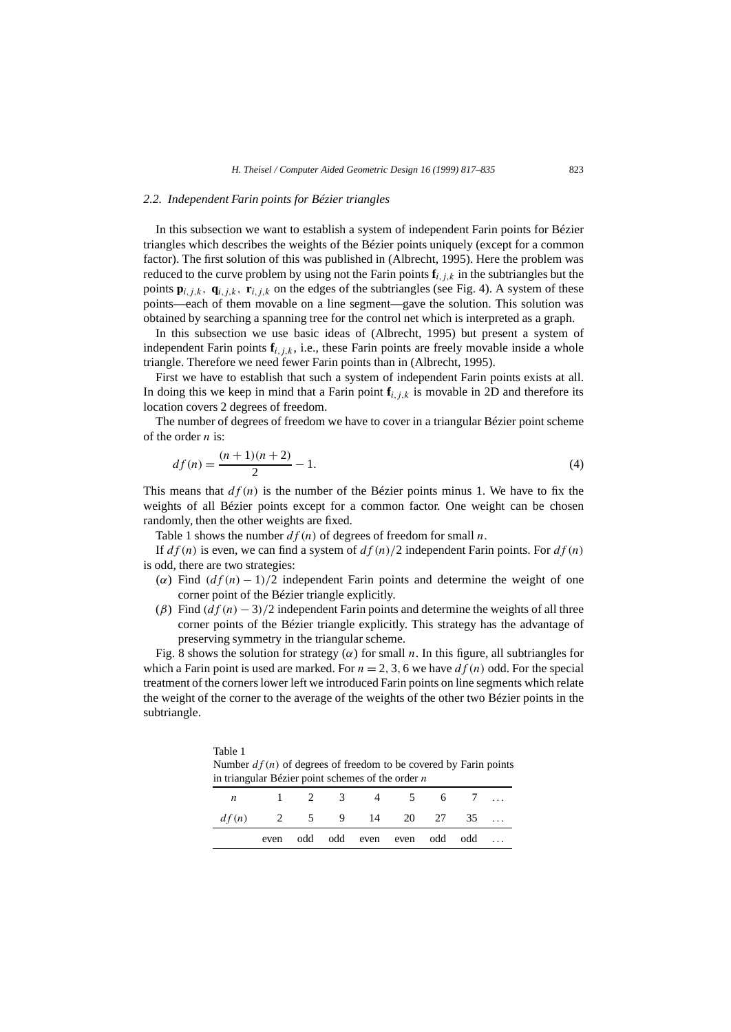### 2.2. Independent Farin points for Bézier triangles

In this subsection we want to establish a system of independent Farin points for Bézier triangles which describes the weights of the Bézier points uniquely (except for a common factor). The first solution of this was published in (Albrecht, 1995). Here the problem was reduced to the curve problem by using not the Farin points $\mathbf{f}_{i,j,k}$ in the subtriangles but the points $\mathbf{p}_{i,j,k}$, $\mathbf{q}_{i,j,k}$, $\mathbf{r}_{i,j,k}$ on the edges of the subtriangles (see Fig. 4). A system of these points—each of them movable on a line segment—gave the solution. This solution was obtained by searching a spanning tree for the control net which is interpreted as a graph.

In this subsection we use basic ideas of (Albrecht, 1995) but present a system of independent Farin points $\mathbf{f}_{i,j,k}$, i.e., these Farin points are freely movable inside a whole triangle. Therefore we need fewer Farin points than in (Albrecht, 1995).

First we have to establish that such a system of independent Farin points exists at all. In doing this we keep in mind that a Farin point $\mathbf{f}_{i,j,k}$ is movable in 2D and therefore its location covers 2 degrees of freedom.

The number of degrees of freedom we have to cover in a triangular Bézier point scheme of the order $n$ is:

$$df(n) = \frac{(n+1)(n+2)}{2} - 1. \tag{4}$$

This means that $df(n)$ is the number of the Bézier points minus 1. We have to fix the weights of all Bézier points except for a common factor. One weight can be chosen randomly, then the other weights are fixed.

Table 1 shows the number $df(n)$ of degrees of freedom for small $n$.

If $df(n)$ is even, we can find a system of $df(n)/2$ independent Farin points. For $df(n)$ is odd, there are two strategies:

($\alpha$) Find $(df(n)-1)/2$ independent Farin points and determine the weight of one corner point of the Bézier triangle explicitly.

($\beta$) Find $(df(n)-3)/2$ independent Farin points and determine the weights of all three corner points of the Bézier triangle explicitly. This strategy has the advantage of preserving symmetry in the triangular scheme.

Fig. 8 shows the solution for strategy ($\alpha$) for small $n$. In this figure, all subtriangles for which a Farin point is used are marked. For $n = 2, 3, 6$ we have $df(n)$ odd. For the special treatment of the corners lower left we introduced Farin points on line segments which relate the weight of the corner to the average of the weights of the other two Bézier points in the subtriangle.

Table 1
Number $df(n)$ of degrees of freedom to be covered by Farin points in triangular Bézier point schemes of the order $n$

| $n$ | 1 | 2 | 3 | 4 | 5 | 6 | 7 | ... |
|---|---|---|---|---|---|---|---|---|
| $df(n)$ | 2 | 5 | 9 | 14 | 20 | 27 | 35 | ... |
| | even | odd | odd | even | even | odd | odd | ... |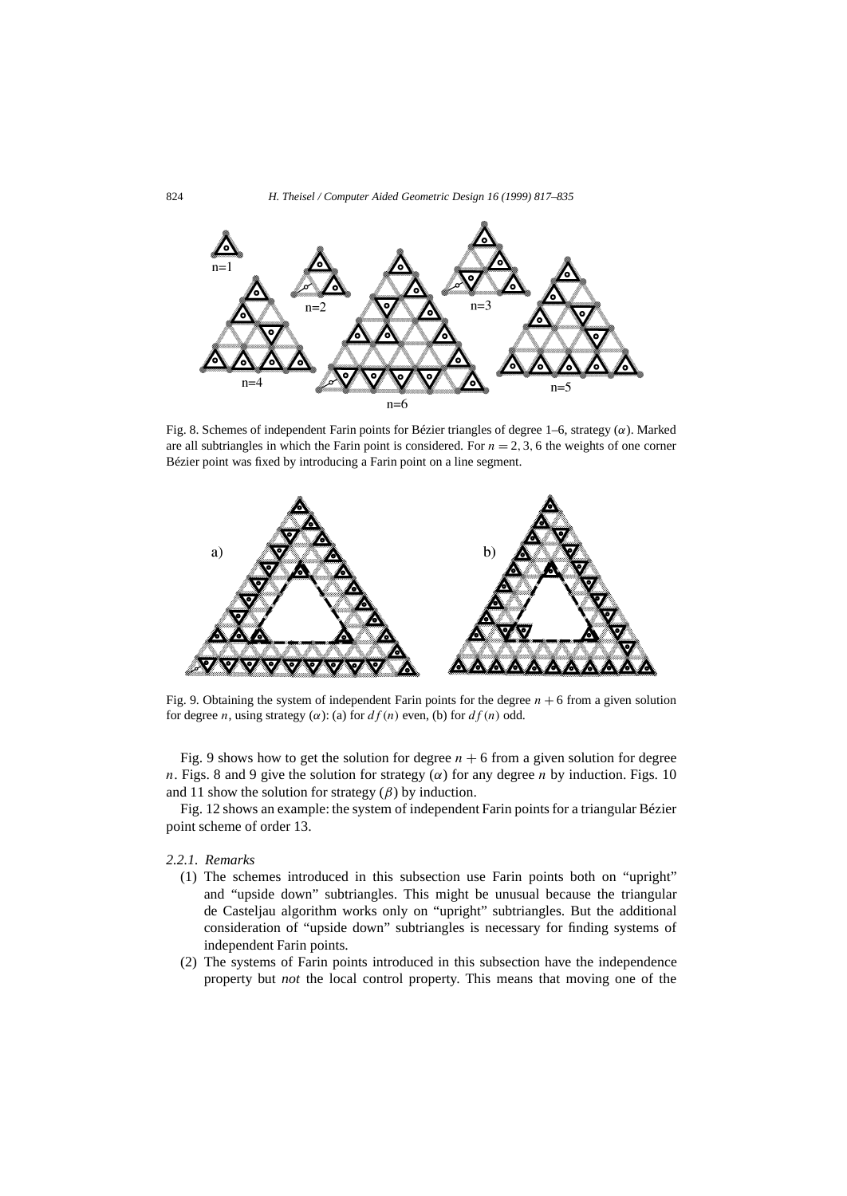Fig. 8. Schemes of independent Farin points for Bézier triangles of degree 1–6, strategy ($\alpha$). Marked are all subtriangles in which the Farin point is considered. For $n = 2, 3, 6$ the weights of one corner Bézier point was fixed by introducing a Farin point on a line segment.

Fig. 9. Obtaining the system of independent Farin points for the degree $n + 6$ from a given solution for degree $n$, using strategy ($\alpha$): (a) for $df(n)$ even, (b) for $df(n)$ odd.

Fig. 9 shows how to get the solution for degree $n + 6$ from a given solution for degree $n$. Figs. 8 and 9 give the solution for strategy ($\alpha$) for any degree $n$ by induction. Figs. 10 and 11 show the solution for strategy ($\beta$) by induction.

Fig. 12 shows an example: the system of independent Farin points for a triangular Bézier point scheme of order 13.

### 2.2.1. Remarks

(1) The schemes introduced in this subsection use Farin points both on "upright" and "upside down" subtriangles. This might be unusual because the triangular de Casteljau algorithm works only on "upright" subtriangles. But the additional consideration of "upside down" subtriangles is necessary for finding systems of independent Farin points.

(2) The systems of Farin points introduced in this subsection have the independence property but *not* the local control property. This means that moving one of the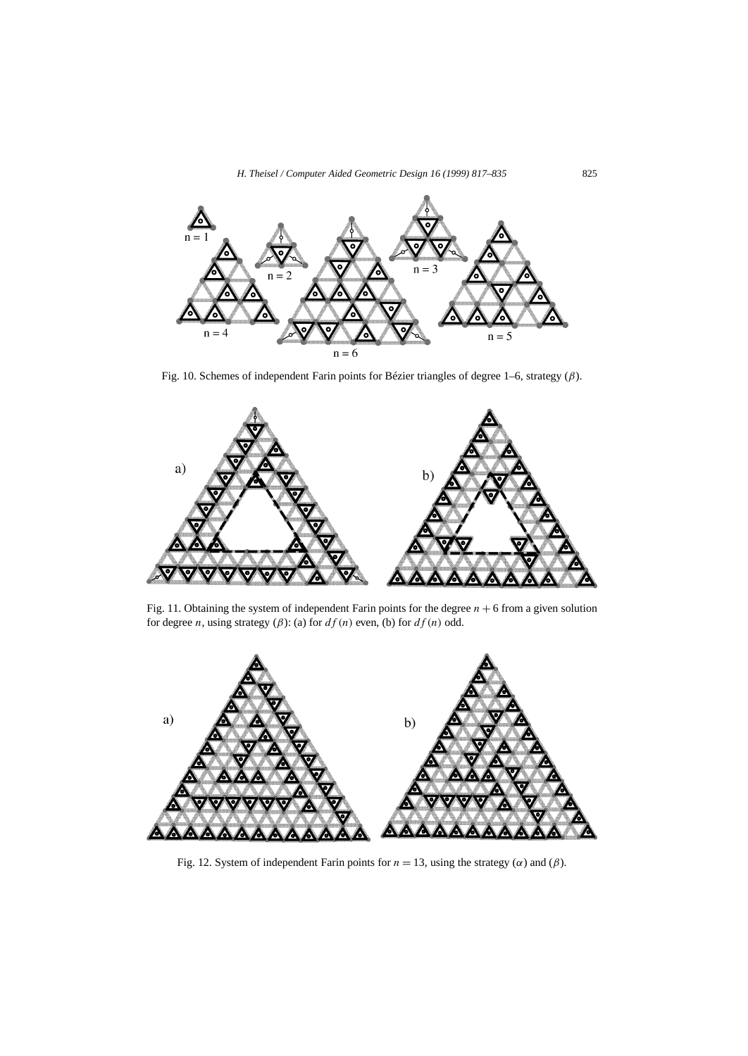Fig. 10. Schemes of independent Farin points for Bézier triangles of degree 1–6, strategy ($\beta$).

Fig. 11. Obtaining the system of independent Farin points for the degree $n+6$ from a given solution for degree $n$, using strategy ($\beta$): (a) for $df(n)$ even, (b) for $df(n)$ odd.

Fig. 12. System of independent Farin points for $n = 13$, using the strategy ($\alpha$) and ($\beta$).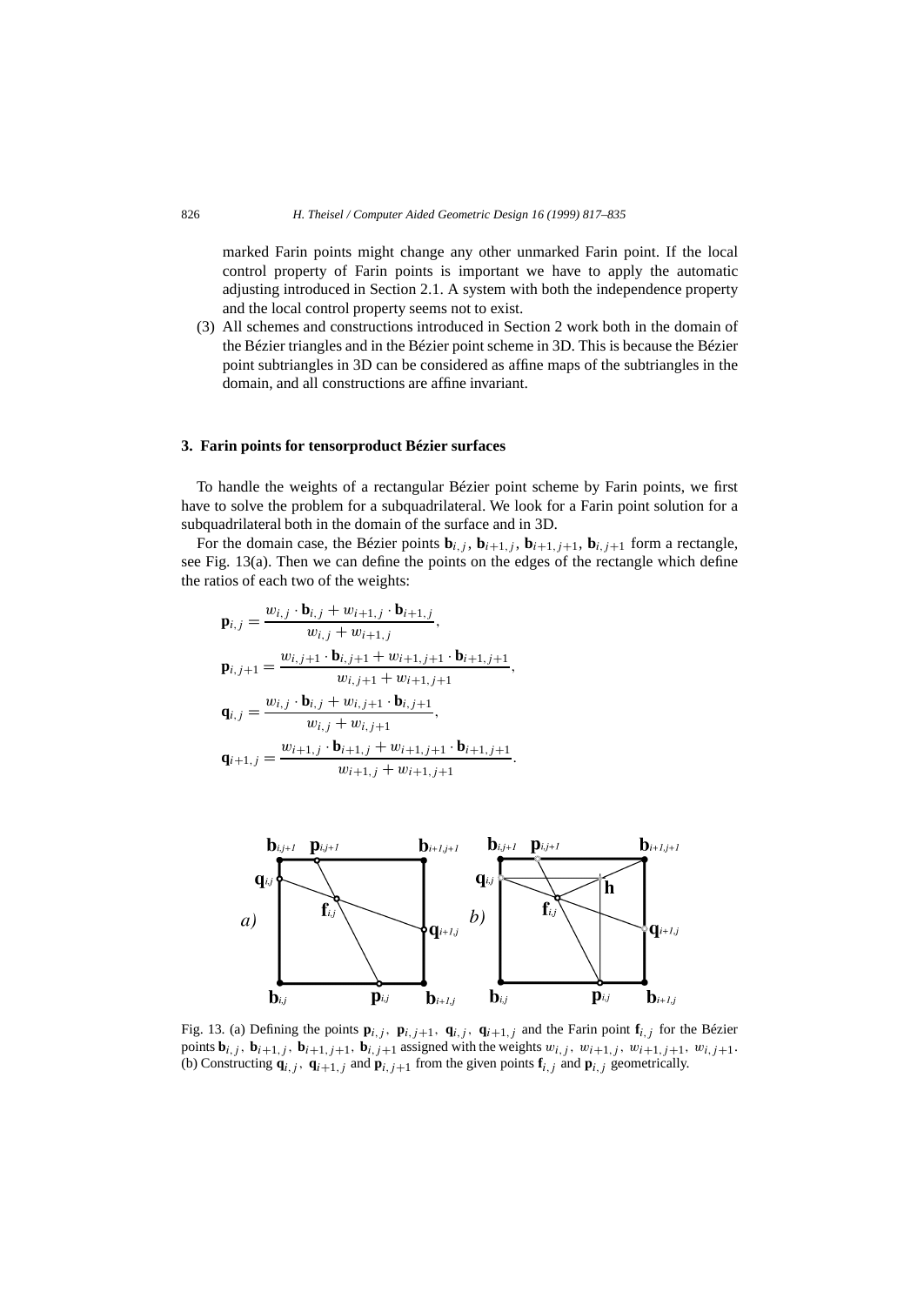marked Farin points might change any other unmarked Farin point. If the local control property of Farin points is important we have to apply the automatic adjusting introduced in Section 2.1. A system with both the independence property and the local control property seems not to exist.

(3) All schemes and constructions introduced in Section 2 work both in the domain of the Bézier triangles and in the Bézier point scheme in 3D. This is because the Bézier point subtriangles in 3D can be considered as affine maps of the subtriangles in the domain, and all constructions are affine invariant.

## 3. Farin points for tensorproduct Bézier surfaces

To handle the weights of a rectangular Bézier point scheme by Farin points, we first have to solve the problem for a subquadrilateral. We look for a Farin point solution for a subquadrilateral both in the domain of the surface and in 3D.

For the domain case, the Bézier points $\mathbf{b}_{i,j}$, $\mathbf{b}_{i+1,j}$, $\mathbf{b}_{i+1,j+1}$, $\mathbf{b}_{i,j+1}$ form a rectangle, see Fig. 13(a). Then we can define the points on the edges of the rectangle which define the ratios of each two of the weights:

$$\mathbf{p}_{i,j} = \frac{w_{i,j} \cdot \mathbf{b}_{i,j} + w_{i+1,j} \cdot \mathbf{b}_{i+1,j}}{w_{i,j} + w_{i+1,j}},$$

$$\mathbf{p}_{i,j+1} = \frac{w_{i,j+1} \cdot \mathbf{b}_{i,j+1} + w_{i+1,j+1} \cdot \mathbf{b}_{i+1,j+1}}{w_{i,j+1} + w_{i+1,j+1}},$$

$$\mathbf{q}_{i,j} = \frac{w_{i,j} \cdot \mathbf{b}_{i,j} + w_{i,j+1} \cdot \mathbf{b}_{i,j+1}}{w_{i,j} + w_{i,j+1}},$$

$$\mathbf{q}_{i+1,j} = \frac{w_{i+1,j} \cdot \mathbf{b}_{i+1,j} + w_{i+1,j+1} \cdot \mathbf{b}_{i+1,j+1}}{w_{i+1,j} + w_{i+1,j+1}}.$$

Fig. 13. (a) Defining the points $\mathbf{p}_{i,j}$, $\mathbf{p}_{i,j+1}$, $\mathbf{q}_{i,j}$, $\mathbf{q}_{i+1,j}$ and the Farin point $\mathbf{f}_{i,j}$ for the Bézier points $\mathbf{b}_{i,j}$, $\mathbf{b}_{i+1,j}$, $\mathbf{b}_{i+1,j+1}$, $\mathbf{b}_{i,j+1}$ assigned with the weights $w_{i,j}$, $w_{i+1,j}$, $w_{i+1,j+1}$, $w_{i,j+1}$. (b) Constructing $\mathbf{q}_{i,j}$, $\mathbf{q}_{i+1,j}$ and $\mathbf{p}_{i,j+1}$ from the given points $\mathbf{f}_{i,j}$ and $\mathbf{p}_{i,j}$ geometrically.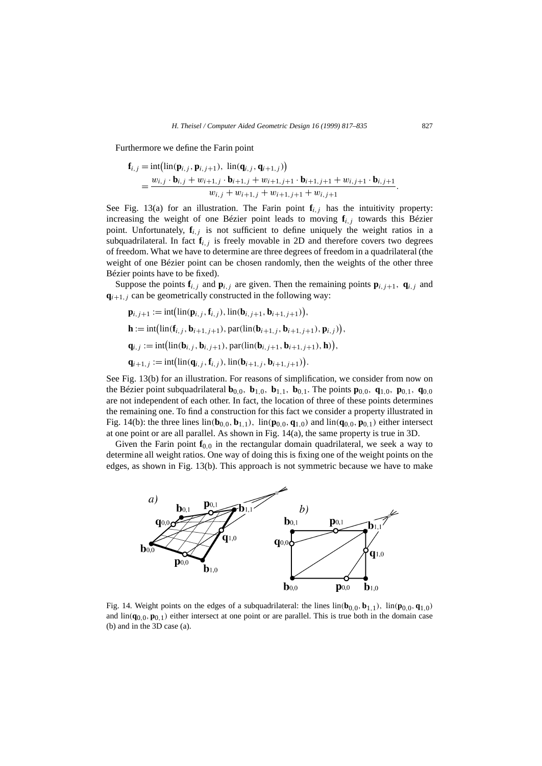Furthermore we define the Farin point

$$\mathbf{f}_{i,j} = \mathrm{int}\big(\mathrm{lin}(\mathbf{p}_{i,j}, \mathbf{p}_{i,j+1}),\ \mathrm{lin}(\mathbf{q}_{i,j}, \mathbf{q}_{i+1,j})\big)$$
$$= \frac{w_{i,j} \cdot \mathbf{b}_{i,j} + w_{i+1,j} \cdot \mathbf{b}_{i+1,j} + w_{i+1,j+1} \cdot \mathbf{b}_{i+1,j+1} + w_{i,j+1} \cdot \mathbf{b}_{i,j+1}}{w_{i,j} + w_{i+1,j} + w_{i+1,j+1} + w_{i,j+1}}.$$

See Fig. 13(a) for an illustration. The Farin point $\mathbf{f}_{i,j}$ has the intuitivity property: increasing the weight of one Bézier point leads to moving $\mathbf{f}_{i,j}$ towards this Bézier point. Unfortunately, $\mathbf{f}_{i,j}$ is not sufficient to define uniquely the weight ratios in a subquadrilateral. In fact $\mathbf{f}_{i,j}$ is freely movable in 2D and therefore covers two degrees of freedom. What we have to determine are three degrees of freedom in a quadrilateral (the weight of one Bézier point can be chosen randomly, then the weights of the other three Bézier points have to be fixed).

Suppose the points $\mathbf{f}_{i,j}$ and $\mathbf{p}_{i,j}$ are given. Then the remaining points $\mathbf{p}_{i,j+1}$, $\mathbf{q}_{i,j}$ and $\mathbf{q}_{i+1,j}$ can be geometrically constructed in the following way:

$$\mathbf{p}_{i,j+1} := \mathrm{int}\big(\mathrm{lin}(\mathbf{p}_{i,j}, \mathbf{f}_{i,j}), \mathrm{lin}(\mathbf{b}_{i,j+1}, \mathbf{b}_{i+1,j+1})\big),$$
$$\mathbf{h} := \mathrm{int}\big(\mathrm{lin}(\mathbf{f}_{i,j}, \mathbf{b}_{i+1,j+1}), \mathrm{par}(\mathrm{lin}(\mathbf{b}_{i+1,j}, \mathbf{b}_{i+1,j+1}), \mathbf{p}_{i,j})\big),$$
$$\mathbf{q}_{i,j} := \mathrm{int}\big(\mathrm{lin}(\mathbf{b}_{i,j}, \mathbf{b}_{i,j+1}), \mathrm{par}(\mathrm{lin}(\mathbf{b}_{i,j+1}, \mathbf{b}_{i+1,j+1}), \mathbf{h})\big),$$
$$\mathbf{q}_{i+1,j} := \mathrm{int}\big(\mathrm{lin}(\mathbf{q}_{i,j}, \mathbf{f}_{i,j}), \mathrm{lin}(\mathbf{b}_{i+1,j}, \mathbf{b}_{i+1,j+1})\big).$$

See Fig. 13(b) for an illustration. For reasons of simplification, we consider from now on the Bézier point subquadrilateral $\mathbf{b}_{0,0}$, $\mathbf{b}_{1,0}$, $\mathbf{b}_{1,1}$, $\mathbf{b}_{0,1}$. The points $\mathbf{p}_{0,0}$, $\mathbf{q}_{1,0}$, $\mathbf{p}_{0,1}$, $\mathbf{q}_{0,0}$ are not independent of each other. In fact, the location of three of these points determines the remaining one. To find a construction for this fact we consider a property illustrated in Fig. 14(b): the three lines $\mathrm{lin}(\mathbf{b}_{0,0}, \mathbf{b}_{1,1})$, $\mathrm{lin}(\mathbf{p}_{0,0}, \mathbf{q}_{1,0})$ and $\mathrm{lin}(\mathbf{q}_{0,0}, \mathbf{p}_{0,1})$ either intersect at one point or are all parallel. As shown in Fig. 14(a), the same property is true in 3D.

Given the Farin point $\mathbf{f}_{0,0}$ in the rectangular domain quadrilateral, we seek a way to determine all weight ratios. One way of doing this is fixing one of the weight points on the edges, as shown in Fig. 13(b). This approach is not symmetric because we have to make

Fig. 14. Weight points on the edges of a subquadrilateral: the lines $\mathrm{lin}(\mathbf{b}_{0,0}, \mathbf{b}_{1,1})$, $\mathrm{lin}(\mathbf{p}_{0,0}, \mathbf{q}_{1,0})$ and $\mathrm{lin}(\mathbf{q}_{0,0}, \mathbf{p}_{0,1})$ either intersect at one point or are parallel. This is true both in the domain case (b) and in the 3D case (a).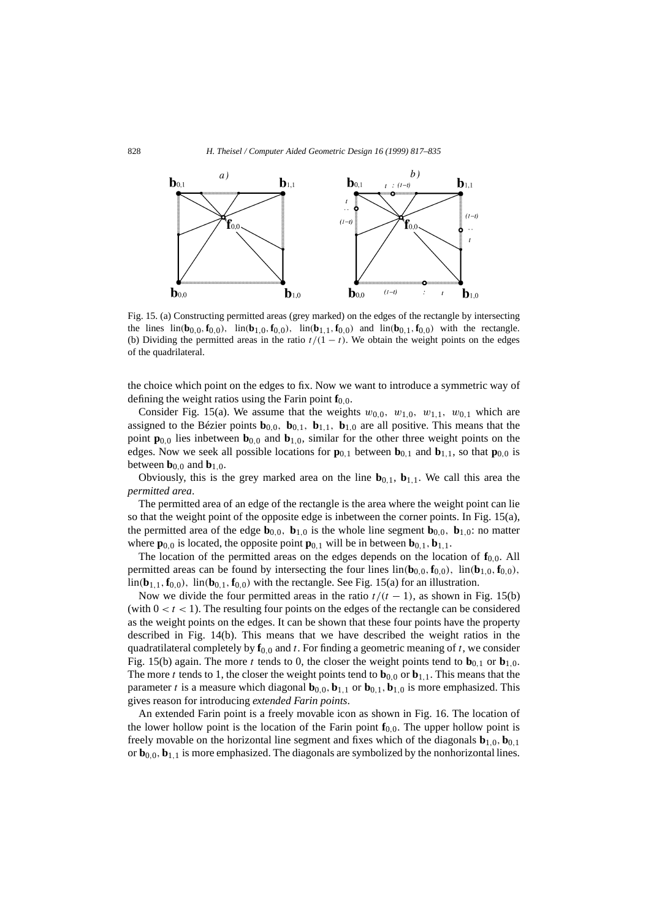Fig. 15. (a) Constructing permitted areas (grey marked) on the edges of the rectangle by intersecting the lines $\mathrm{lin}(\mathbf{b}_{0,0}, \mathbf{f}_{0,0})$, $\mathrm{lin}(\mathbf{b}_{1,0}, \mathbf{f}_{0,0})$, $\mathrm{lin}(\mathbf{b}_{1,1}, \mathbf{f}_{0,0})$ and $\mathrm{lin}(\mathbf{b}_{0,1}, \mathbf{f}_{0,0})$ with the rectangle. (b) Dividing the permitted areas in the ratio $t/(1-t)$. We obtain the weight points on the edges of the quadrilateral.

the choice which point on the edges to fix. Now we want to introduce a symmetric way of defining the weight ratios using the Farin point $\mathbf{f}_{0,0}$.

Consider Fig. 15(a). We assume that the weights $w_{0,0}$, $w_{1,0}$, $w_{1,1}$, $w_{0,1}$ which are assigned to the Bézier points $\mathbf{b}_{0,0}$, $\mathbf{b}_{0,1}$, $\mathbf{b}_{1,1}$, $\mathbf{b}_{1,0}$ are all positive. This means that the point $\mathbf{p}_{0,0}$ lies inbetween $\mathbf{b}_{0,0}$ and $\mathbf{b}_{1,0}$, similar for the other three weight points on the edges. Now we seek all possible locations for $\mathbf{p}_{0,1}$ between $\mathbf{b}_{0,1}$ and $\mathbf{b}_{1,1}$, so that $\mathbf{p}_{0,0}$ is between $\mathbf{b}_{0,0}$ and $\mathbf{b}_{1,0}$.

Obviously, this is the grey marked area on the line $\mathbf{b}_{0,1}$, $\mathbf{b}_{1,1}$. We call this area the *permitted area*.

The permitted area of an edge of the rectangle is the area where the weight point can lie so that the weight point of the opposite edge is inbetween the corner points. In Fig. 15(a), the permitted area of the edge $\mathbf{b}_{0,0}$, $\mathbf{b}_{1,0}$ is the whole line segment $\mathbf{b}_{0,0}$, $\mathbf{b}_{1,0}$: no matter where $\mathbf{p}_{0,0}$ is located, the opposite point $\mathbf{p}_{0,1}$ will be in between $\mathbf{b}_{0,1}, \mathbf{b}_{1,1}$.

The location of the permitted areas on the edges depends on the location of $\mathbf{f}_{0,0}$. All permitted areas can be found by intersecting the four lines $\mathrm{lin}(\mathbf{b}_{0,0}, \mathbf{f}_{0,0})$, $\mathrm{lin}(\mathbf{b}_{1,0}, \mathbf{f}_{0,0})$, $\mathrm{lin}(\mathbf{b}_{1,1}, \mathbf{f}_{0,0})$, $\mathrm{lin}(\mathbf{b}_{0,1}, \mathbf{f}_{0,0})$ with the rectangle. See Fig. 15(a) for an illustration.

Now we divide the four permitted areas in the ratio $t/(t-1)$, as shown in Fig. 15(b) (with $0 < t < 1$). The resulting four points on the edges of the rectangle can be considered as the weight points on the edges. It can be shown that these four points have the property described in Fig. 14(b). This means that we have described the weight ratios in the quadratilateral completely by $\mathbf{f}_{0,0}$ and $t$. For finding a geometric meaning of $t$, we consider Fig. 15(b) again. The more $t$ tends to 0, the closer the weight points tend to $\mathbf{b}_{0,1}$ or $\mathbf{b}_{1,0}$. The more $t$ tends to 1, the closer the weight points tend to $\mathbf{b}_{0,0}$ or $\mathbf{b}_{1,1}$. This means that the parameter $t$ is a measure which diagonal $\mathbf{b}_{0,0}, \mathbf{b}_{1,1}$ or $\mathbf{b}_{0,1}, \mathbf{b}_{1,0}$ is more emphasized. This gives reason for introducing *extended Farin points*.

An extended Farin point is a freely movable icon as shown in Fig. 16. The location of the lower hollow point is the location of the Farin point $\mathbf{f}_{0,0}$. The upper hollow point is freely movable on the horizontal line segment and fixes which of the diagonals $\mathbf{b}_{1,0}, \mathbf{b}_{0,1}$ or $\mathbf{b}_{0,0}, \mathbf{b}_{1,1}$ is more emphasized. The diagonals are symbolized by the nonhorizontal lines.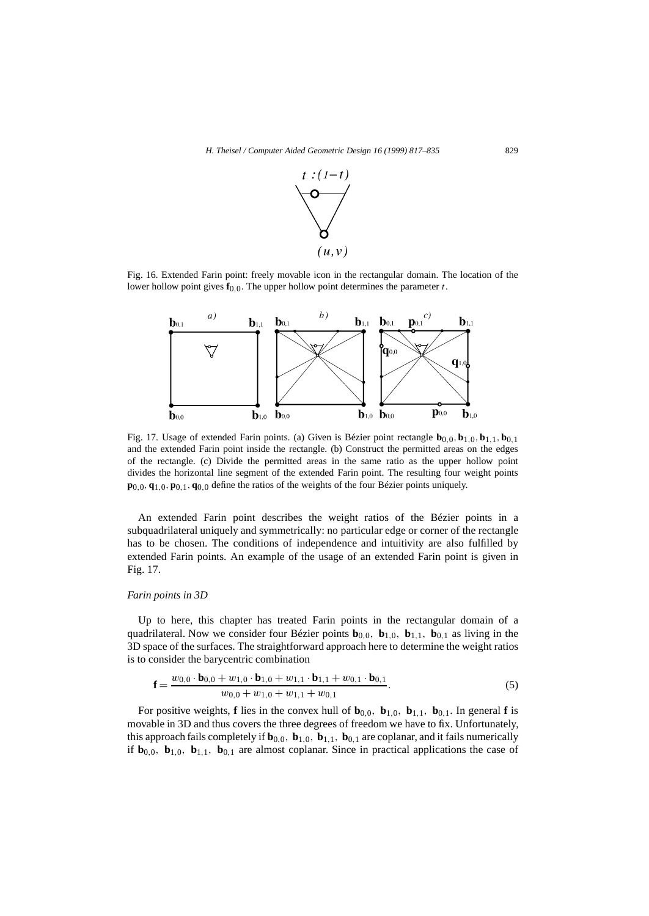Fig. 16. Extended Farin point: freely movable icon in the rectangular domain. The location of the lower hollow point gives $\mathbf{f}_{0,0}$. The upper hollow point determines the parameter $t$.

Fig. 17. Usage of extended Farin points. (a) Given is Bézier point rectangle $\mathbf{b}_{0,0}, \mathbf{b}_{1,0}, \mathbf{b}_{1,1}, \mathbf{b}_{0,1}$ and the extended Farin point inside the rectangle. (b) Construct the permitted areas on the edges of the rectangle. (c) Divide the permitted areas in the same ratio as the upper hollow point divides the horizontal line segment of the extended Farin point. The resulting four weight points $\mathbf{p}_{0,0}, \mathbf{q}_{1,0}, \mathbf{p}_{0,1}, \mathbf{q}_{0,0}$ define the ratios of the weights of the four Bézier points uniquely.

An extended Farin point describes the weight ratios of the Bézier points in a subquadrilateral uniquely and symmetrically: no particular edge or corner of the rectangle has to be chosen. The conditions of independence and intuitivity are also fulfilled by extended Farin points. An example of the usage of an extended Farin point is given in Fig. 17.

*Farin points in 3D*

Up to here, this chapter has treated Farin points in the rectangular domain of a quadrilateral. Now we consider four Bézier points $\mathbf{b}_{0,0}$, $\mathbf{b}_{1,0}$, $\mathbf{b}_{1,1}$, $\mathbf{b}_{0,1}$ as living in the 3D space of the surfaces. The straightforward approach here to determine the weight ratios is to consider the barycentric combination

$$\mathbf{f} = \frac{w_{0,0} \cdot \mathbf{b}_{0,0} + w_{1,0} \cdot \mathbf{b}_{1,0} + w_{1,1} \cdot \mathbf{b}_{1,1} + w_{0,1} \cdot \mathbf{b}_{0,1}}{w_{0,0} + w_{1,0} + w_{1,1} + w_{0,1}}. \tag{5}$$

For positive weights, $\mathbf{f}$ lies in the convex hull of $\mathbf{b}_{0,0}$, $\mathbf{b}_{1,0}$, $\mathbf{b}_{1,1}$, $\mathbf{b}_{0,1}$. In general $\mathbf{f}$ is movable in 3D and thus covers the three degrees of freedom we have to fix. Unfortunately, this approach fails completely if $\mathbf{b}_{0,0}$, $\mathbf{b}_{1,0}$, $\mathbf{b}_{1,1}$, $\mathbf{b}_{0,1}$ are coplanar, and it fails numerically if $\mathbf{b}_{0,0}$, $\mathbf{b}_{1,0}$, $\mathbf{b}_{1,1}$, $\mathbf{b}_{0,1}$ are almost coplanar. Since in practical applications the case of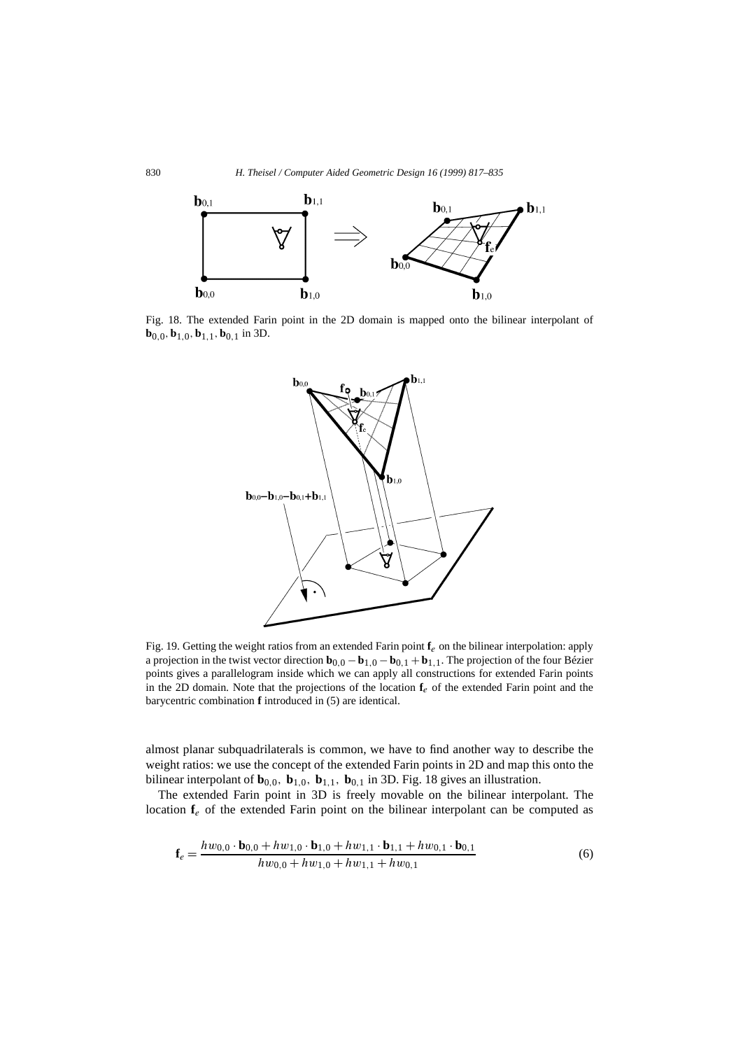Fig. 18. The extended Farin point in the 2D domain is mapped onto the bilinear interpolant of $\mathbf{b}_{0,0}, \mathbf{b}_{1,0}, \mathbf{b}_{1,1}, \mathbf{b}_{0,1}$ in 3D.

Fig. 19. Getting the weight ratios from an extended Farin point $\mathbf{f}_e$ on the bilinear interpolation: apply a projection in the twist vector direction $\mathbf{b}_{0,0} - \mathbf{b}_{1,0} - \mathbf{b}_{0,1} + \mathbf{b}_{1,1}$. The projection of the four Bézier points gives a parallelogram inside which we can apply all constructions for extended Farin points in the 2D domain. Note that the projections of the location $\mathbf{f}_e$ of the extended Farin point and the barycentric combination $\mathbf{f}$ introduced in (5) are identical.

almost planar subquadrilaterals is common, we have to find another way to describe the weight ratios: we use the concept of the extended Farin points in 2D and map this onto the bilinear interpolant of $\mathbf{b}_{0,0}$, $\mathbf{b}_{1,0}$, $\mathbf{b}_{1,1}$, $\mathbf{b}_{0,1}$ in 3D. Fig. 18 gives an illustration.

The extended Farin point in 3D is freely movable on the bilinear interpolant. The location $\mathbf{f}_e$ of the extended Farin point on the bilinear interpolant can be computed as

$$\mathbf{f}_e = \frac{hw_{0,0} \cdot \mathbf{b}_{0,0} + hw_{1,0} \cdot \mathbf{b}_{1,0} + hw_{1,1} \cdot \mathbf{b}_{1,1} + hw_{0,1} \cdot \mathbf{b}_{0,1}}{hw_{0,0} + hw_{1,0} + hw_{1,1} + hw_{0,1}} \tag{6}$$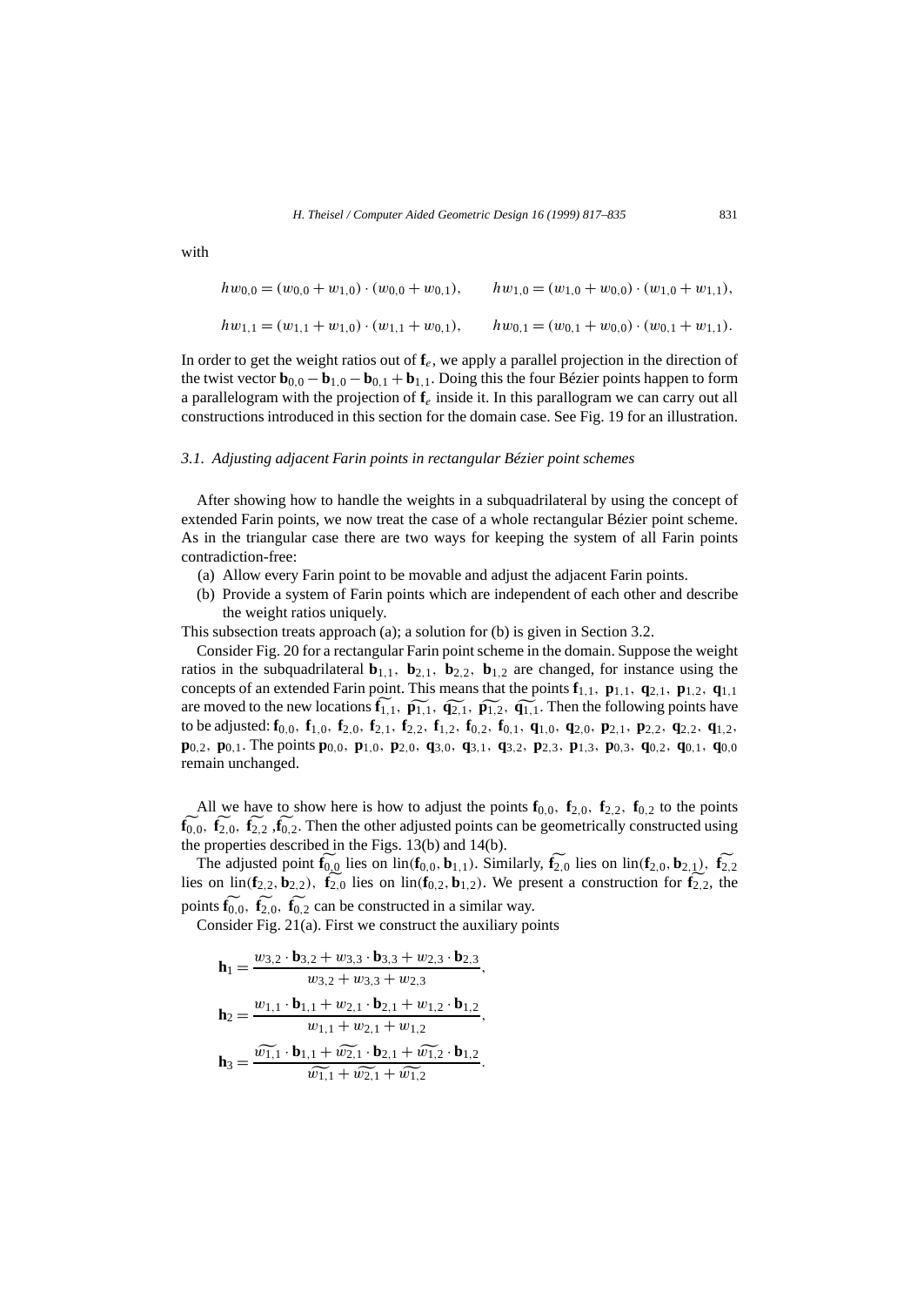with

$$hw_{0,0} = (w_{0,0} + w_{1,0}) \cdot (w_{0,0} + w_{0,1}), \qquad hw_{1,0} = (w_{1,0} + w_{0,0}) \cdot (w_{1,0} + w_{1,1}),$$

$$hw_{1,1} = (w_{1,1} + w_{1,0}) \cdot (w_{1,1} + w_{0,1}), \qquad hw_{0,1} = (w_{0,1} + w_{0,0}) \cdot (w_{0,1} + w_{1,1}).$$

In order to get the weight ratios out of $\mathbf{f}_e$, we apply a parallel projection in the direction of the twist vector $\mathbf{b}_{0,0} - \mathbf{b}_{1,0} - \mathbf{b}_{0,1} + \mathbf{b}_{1,1}$. Doing this the four Bézier points happen to form a parallelogram with the projection of $\mathbf{f}_e$ inside it. In this parallelogram we can carry out all constructions introduced in this section for the domain case. See Fig. 19 for an illustration.

### *3.1. Adjusting adjacent Farin points in rectangular Bézier point schemes*

After showing how to handle the weights in a subquadrilateral by using the concept of extended Farin points, we now treat the case of a whole rectangular Bézier point scheme. As in the triangular case there are two ways for keeping the system of all Farin points contradiction-free:

(a) Allow every Farin point to be movable and adjust the adjacent Farin points.

(b) Provide a system of Farin points which are independent of each other and describe the weight ratios uniquely.

This subsection treats approach (a); a solution for (b) is given in Section 3.2.

Consider Fig. 20 for a rectangular Farin point scheme in the domain. Suppose the weight ratios in the subquadrilateral $\mathbf{b}_{1,1}, \mathbf{b}_{2,1}, \mathbf{b}_{2,2}, \mathbf{b}_{1,2}$ are changed, for instance using the concepts of an extended Farin point. This means that the points $\mathbf{f}_{1,1}, \mathbf{p}_{1,1}, \mathbf{q}_{2,1}, \mathbf{p}_{1,2}, \mathbf{q}_{1,1}$ are moved to the new locations $\widetilde{\mathbf{f}_{1,1}}, \widetilde{\mathbf{p}_{1,1}}, \widetilde{\mathbf{q}_{2,1}}, \widetilde{\mathbf{p}_{1,2}}, \widetilde{\mathbf{q}_{1,1}}$. Then the following points have to be adjusted: $\mathbf{f}_{0,0}, \mathbf{f}_{1,0}, \mathbf{f}_{2,0}, \mathbf{f}_{2,1}, \mathbf{f}_{2,2}, \mathbf{f}_{1,2}, \mathbf{f}_{0,2}, \mathbf{f}_{0,1}, \mathbf{q}_{1,0}, \mathbf{q}_{2,0}, \mathbf{p}_{2,1}, \mathbf{p}_{2,2}, \mathbf{q}_{2,2}, \mathbf{q}_{1,2}, \mathbf{p}_{0,2}, \mathbf{p}_{0,1}$. The points $\mathbf{p}_{0,0}, \mathbf{p}_{1,0}, \mathbf{p}_{2,0}, \mathbf{q}_{3,0}, \mathbf{q}_{3,1}, \mathbf{q}_{3,2}, \mathbf{p}_{2,3}, \mathbf{p}_{1,3}, \mathbf{p}_{0,3}, \mathbf{q}_{0,2}, \mathbf{q}_{0,1}, \mathbf{q}_{0,0}$ remain unchanged.

All we have to show here is how to adjust the points $\mathbf{f}_{0,0}, \mathbf{f}_{2,0}, \mathbf{f}_{2,2}, \mathbf{f}_{0,2}$ to the points $\widetilde{\mathbf{f}_{0,0}}, \widetilde{\mathbf{f}_{2,0}}, \widetilde{\mathbf{f}_{2,2}}, \widetilde{\mathbf{f}_{0,2}}$. Then the other adjusted points can be geometrically constructed using the properties described in the Figs. 13(b) and 14(b).

The adjusted point $\widetilde{\mathbf{f}_{0,0}}$ lies on $\mathrm{lin}(\mathbf{f}_{0,0}, \mathbf{b}_{1,1})$. Similarly, $\widetilde{\mathbf{f}_{2,0}}$ lies on $\mathrm{lin}(\mathbf{f}_{2,0}, \mathbf{b}_{2,1})$, $\widetilde{\mathbf{f}_{2,2}}$ lies on $\mathrm{lin}(\mathbf{f}_{2,2}, \mathbf{b}_{2,2})$, $\widetilde{\mathbf{f}_{2,0}}$ lies on $\mathrm{lin}(\mathbf{f}_{0,2}, \mathbf{b}_{1,2})$. We present a construction for $\widetilde{\mathbf{f}_{2,2}}$, the points $\widetilde{\mathbf{f}_{0,0}}, \widetilde{\mathbf{f}_{2,0}}, \widetilde{\mathbf{f}_{0,2}}$ can be constructed in a similar way.

Consider Fig. 21(a). First we construct the auxiliary points

$$\mathbf{h}_1 = \frac{w_{3,2} \cdot \mathbf{b}_{3,2} + w_{3,3} \cdot \mathbf{b}_{3,3} + w_{2,3} \cdot \mathbf{b}_{2,3}}{w_{3,2} + w_{3,3} + w_{2,3}},$$

$$\mathbf{h}_2 = \frac{w_{1,1} \cdot \mathbf{b}_{1,1} + w_{2,1} \cdot \mathbf{b}_{2,1} + w_{1,2} \cdot \mathbf{b}_{1,2}}{w_{1,1} + w_{2,1} + w_{1,2}},$$

$$\mathbf{h}_3 = \frac{\widetilde{w_{1,1}} \cdot \mathbf{b}_{1,1} + \widetilde{w_{2,1}} \cdot \mathbf{b}_{2,1} + \widetilde{w_{1,2}} \cdot \mathbf{b}_{1,2}}{\widetilde{w_{1,1}} + \widetilde{w_{2,1}} + \widetilde{w_{1,2}}}.$$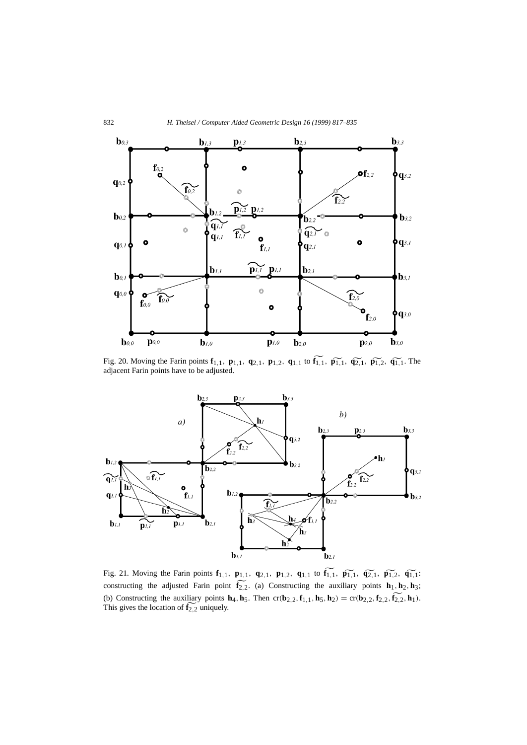Fig. 20. Moving the Farin points $\mathbf{f}_{1,1}$, $\mathbf{p}_{1,1}$, $\mathbf{q}_{2,1}$, $\mathbf{p}_{1,2}$, $\mathbf{q}_{1,1}$ to $\widetilde{\mathbf{f}_{1,1}}$, $\widetilde{\mathbf{p}_{1,1}}$, $\widetilde{\mathbf{q}_{2,1}}$, $\widetilde{\mathbf{p}_{1,2}}$, $\widetilde{\mathbf{q}_{1,1}}$. The adjacent Farin points have to be adjusted.

Fig. 21. Moving the Farin points $\mathbf{f}_{1,1}$, $\mathbf{p}_{1,1}$, $\mathbf{q}_{2,1}$, $\mathbf{p}_{1,2}$, $\mathbf{q}_{1,1}$ to $\widetilde{\mathbf{f}_{1,1}}$, $\widetilde{\mathbf{p}_{1,1}}$, $\widetilde{\mathbf{q}_{2,1}}$, $\widetilde{\mathbf{p}_{1,2}}$, $\widetilde{\mathbf{q}_{1,1}}$: constructing the adjusted Farin point $\widetilde{\mathbf{f}_{2,2}}$. (a) Constructing the auxiliary points $\mathbf{h}_1, \mathbf{h}_2, \mathbf{h}_3$; (b) Constructing the auxiliary points $\mathbf{h}_4, \mathbf{h}_5$. Then $\mathrm{cr}(\mathbf{b}_{2,2}, \mathbf{f}_{1,1}, \mathbf{h}_5, \mathbf{h}_2) = \mathrm{cr}(\mathbf{b}_{2,2}, \mathbf{f}_{2,2}, \widetilde{\mathbf{f}_{2,2}}, \mathbf{h}_1)$. This gives the location of $\widetilde{\mathbf{f}_{2,2}}$ uniquely.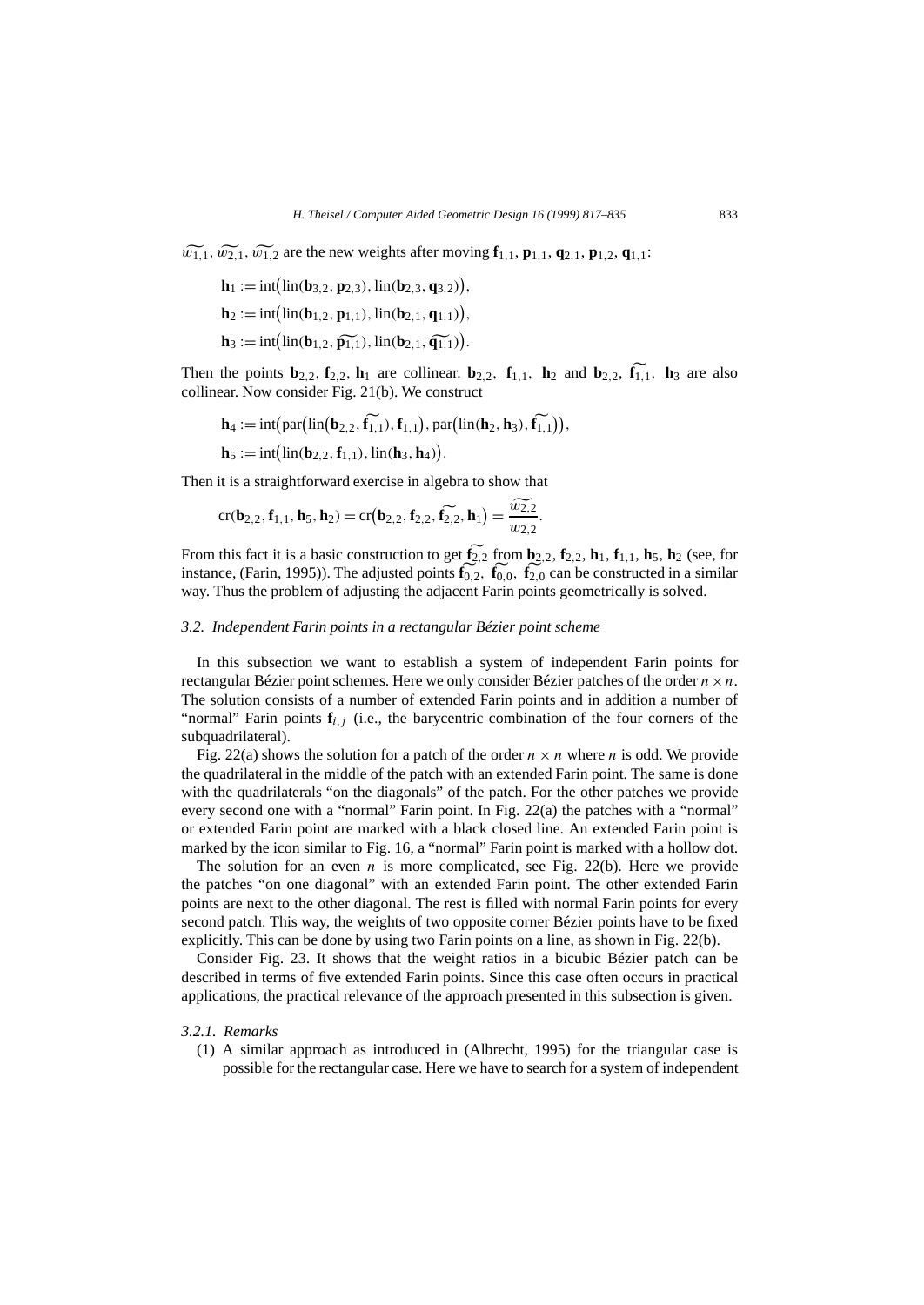$\widetilde{w_{1,1}}, \widetilde{w_{2,1}}, \widetilde{w_{1,2}}$ are the new weights after moving $\mathbf{f}_{1,1}, \mathbf{p}_{1,1}, \mathbf{q}_{2,1}, \mathbf{p}_{1,2}, \mathbf{q}_{1,1}$:

$$\mathbf{h}_1 := \operatorname{int}\big(\operatorname{lin}(\mathbf{b}_{3,2}, \mathbf{p}_{2,3}), \operatorname{lin}(\mathbf{b}_{2,3}, \mathbf{q}_{3,2})\big),$$

$$\mathbf{h}_2 := \operatorname{int}\big(\operatorname{lin}(\mathbf{b}_{1,2}, \mathbf{p}_{1,1}), \operatorname{lin}(\mathbf{b}_{2,1}, \mathbf{q}_{1,1})\big),$$

$$\mathbf{h}_3 := \operatorname{int}\big(\operatorname{lin}(\mathbf{b}_{1,2}, \widetilde{\mathbf{p}_{1,1}}), \operatorname{lin}(\mathbf{b}_{2,1}, \widetilde{\mathbf{q}_{1,1}})\big).$$

Then the points $\mathbf{b}_{2,2}$, $\mathbf{f}_{2,2}$, $\mathbf{h}_1$ are collinear. $\mathbf{b}_{2,2}$, $\mathbf{f}_{1,1}$, $\mathbf{h}_2$ and $\mathbf{b}_{2,2}$, $\widetilde{\mathbf{f}_{1,1}}$, $\mathbf{h}_3$ are also collinear. Now consider Fig. 21(b). We construct

$$\mathbf{h}_4 := \operatorname{int}\big(\operatorname{par}\big(\operatorname{lin}\big(\mathbf{b}_{2,2}, \widetilde{\mathbf{f}_{1,1}}\big), \mathbf{f}_{1,1}\big), \operatorname{par}\big(\operatorname{lin}(\mathbf{h}_2, \mathbf{h}_3), \widetilde{\mathbf{f}_{1,1}}\big)\big),$$

$$\mathbf{h}_5 := \operatorname{int}\big(\operatorname{lin}(\mathbf{b}_{2,2}, \mathbf{f}_{1,1}), \operatorname{lin}(\mathbf{h}_3, \mathbf{h}_4)\big).$$

Then it is a straightforward exercise in algebra to show that

$$\operatorname{cr}(\mathbf{b}_{2,2}, \mathbf{f}_{1,1}, \mathbf{h}_5, \mathbf{h}_2) = \operatorname{cr}\big(\mathbf{b}_{2,2}, \mathbf{f}_{2,2}, \widetilde{\mathbf{f}_{2,2}}, \mathbf{h}_1\big) = \frac{\widetilde{w_{2,2}}}{w_{2,2}}.$$

From this fact it is a basic construction to get $\widetilde{\mathbf{f}_{2,2}}$ from $\mathbf{b}_{2,2}$, $\mathbf{f}_{2,2}$, $\mathbf{h}_1$, $\mathbf{f}_{1,1}$, $\mathbf{h}_5$, $\mathbf{h}_2$ (see, for instance, (Farin, 1995)). The adjusted points $\widetilde{\mathbf{f}_{0,2}}$, $\widetilde{\mathbf{f}_{0,0}}$, $\widetilde{\mathbf{f}_{2,0}}$ can be constructed in a similar way. Thus the problem of adjusting the adjacent Farin points geometrically is solved.

### *3.2. Independent Farin points in a rectangular Bézier point scheme*

In this subsection we want to establish a system of independent Farin points for rectangular Bézier point schemes. Here we only consider Bézier patches of the order $n \times n$. The solution consists of a number of extended Farin points and in addition a number of "normal" Farin points $\mathbf{f}_{i,j}$ (i.e., the barycentric combination of the four corners of the subquadrilateral).

Fig. 22(a) shows the solution for a patch of the order $n \times n$ where $n$ is odd. We provide the quadrilateral in the middle of the patch with an extended Farin point. The same is done with the quadrilaterals "on the diagonals" of the patch. For the other patches we provide every second one with a "normal" Farin point. In Fig. 22(a) the patches with a "normal" or extended Farin point are marked with a black closed line. An extended Farin point is marked by the icon similar to Fig. 16, a "normal" Farin point is marked with a hollow dot.

The solution for an even $n$ is more complicated, see Fig. 22(b). Here we provide the patches "on one diagonal" with an extended Farin point. The other extended Farin points are next to the other diagonal. The rest is filled with normal Farin points for every second patch. This way, the weights of two opposite corner Bézier points have to be fixed explicitly. This can be done by using two Farin points on a line, as shown in Fig. 22(b).

Consider Fig. 23. It shows that the weight ratios in a bicubic Bézier patch can be described in terms of five extended Farin points. Since this case often occurs in practical applications, the practical relevance of the approach presented in this subsection is given.

#### *3.2.1. Remarks*

(1) A similar approach as introduced in (Albrecht, 1995) for the triangular case is possible for the rectangular case. Here we have to search for a system of independent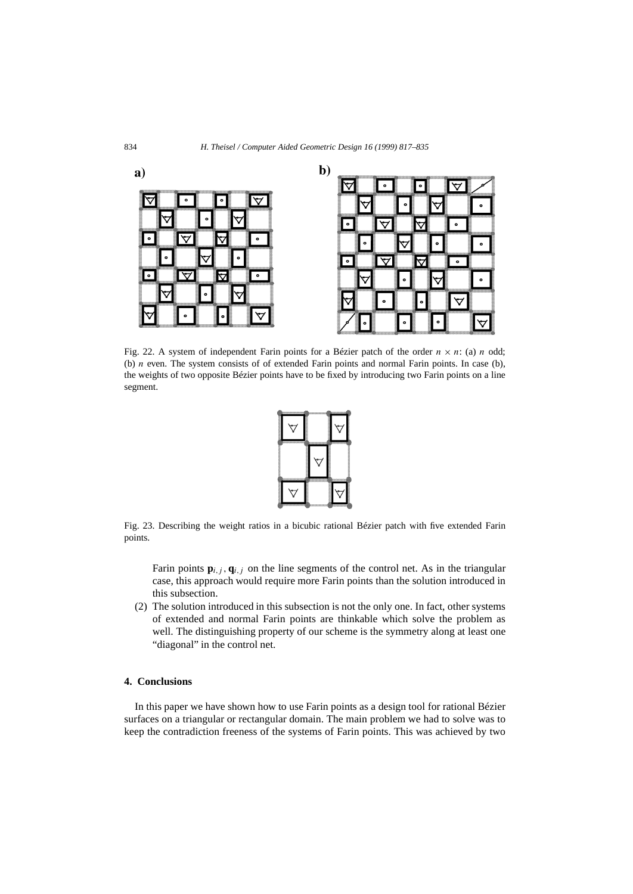Fig. 22. A system of independent Farin points for a Bézier patch of the order $n \times n$: (a) $n$ odd; (b) $n$ even. The system consists of of extended Farin points and normal Farin points. In case (b), the weights of two opposite Bézier points have to be fixed by introducing two Farin points on a line segment.

Fig. 23. Describing the weight ratios in a bicubic rational Bézier patch with five extended Farin points.

Farin points $\mathbf{p}_{i,j}, \mathbf{q}_{i,j}$ on the line segments of the control net. As in the triangular case, this approach would require more Farin points than the solution introduced in this subsection.

(2) The solution introduced in this subsection is not the only one. In fact, other systems of extended and normal Farin points are thinkable which solve the problem as well. The distinguishing property of our scheme is the symmetry along at least one "diagonal" in the control net.

## 4. Conclusions

In this paper we have shown how to use Farin points as a design tool for rational Bézier surfaces on a triangular or rectangular domain. The main problem we had to solve was to keep the contradiction freeness of the systems of Farin points. This was achieved by two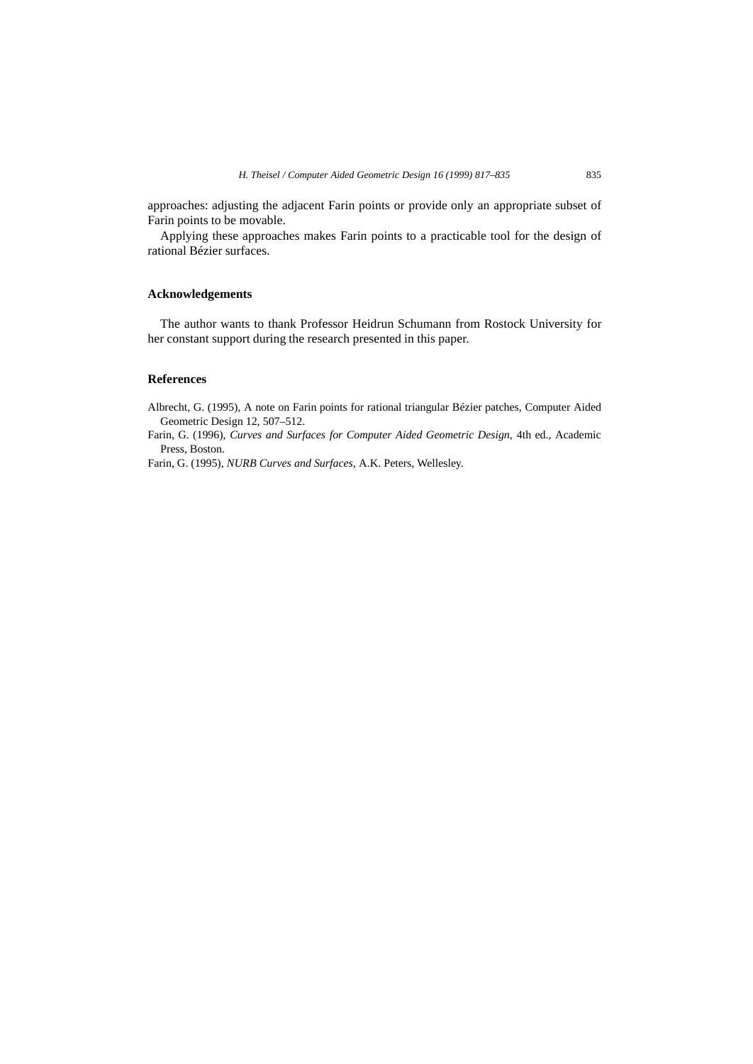approaches: adjusting the adjacent Farin points or provide only an appropriate subset of Farin points to be movable.

Applying these approaches makes Farin points to a practicable tool for the design of rational Bézier surfaces.

## Acknowledgements

The author wants to thank Professor Heidrun Schumann from Rostock University for her constant support during the research presented in this paper.

## References

Albrecht, G. (1995), A note on Farin points for rational triangular Bézier patches, Computer Aided Geometric Design 12, 507–512.

Farin, G. (1996), *Curves and Surfaces for Computer Aided Geometric Design*, 4th ed., Academic Press, Boston.

Farin, G. (1995), *NURB Curves and Surfaces*, A.K. Peters, Wellesley.